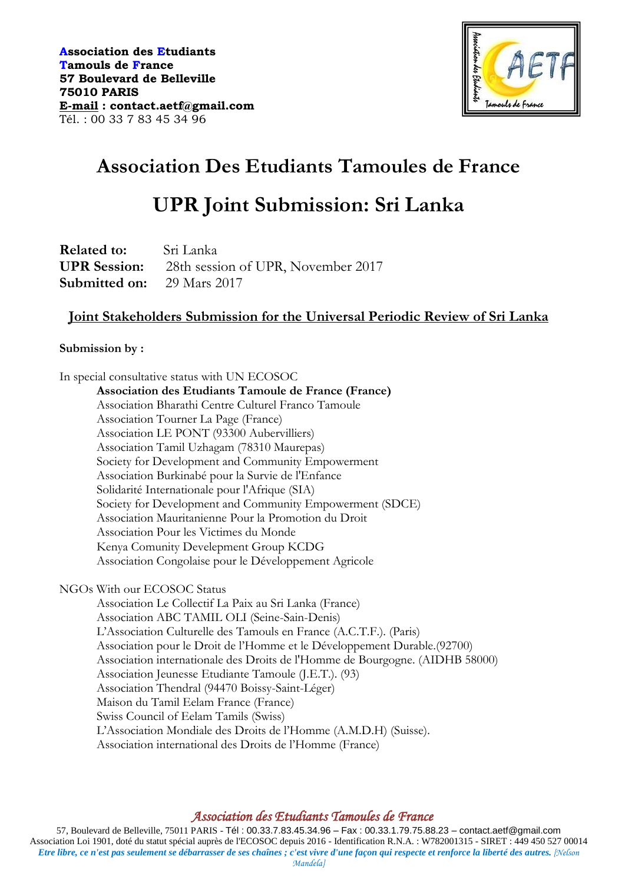**Association des Etudiants**
**Tamouls de France**
**57 Boulevard de Belleville**
**75010 PARIS**
**E-mail : contact.aetf@gmail.com**
Tél. : 00 33 7 83 45 34 96

# Association Des Etudiants Tamoules de France

# UPR Joint Submission: Sri Lanka

**Related to:** Sri Lanka
**UPR Session:** 28th session of UPR, November 2017
**Submitted on:** 29 Mars 2017

## Joint Stakeholders Submission for the Universal Periodic Review of Sri Lanka

**Submission by :**

In special consultative status with UN ECOSOC

- **Association des Etudiants Tamoule de France (France)**
- Association Bharathi Centre Culturel Franco Tamoule
- Association Tourner La Page (France)
- Association LE PONT (93300 Aubervilliers)
- Association Tamil Uzhagam (78310 Maurepas)
- Society for Development and Community Empowerment
- Association Burkinabé pour la Survie de l'Enfance
- Solidarité Internationale pour l'Afrique (SIA)
- Society for Development and Community Empowerment (SDCE)
- Association Mauritanienne Pour la Promotion du Droit
- Association Pour les Victimes du Monde
- Kenya Comunity Develepment Group KCDG
- Association Congolaise pour le Développement Agricole

NGOs With our ECOSOC Status

- Association Le Collectif La Paix au Sri Lanka (France)
- Association ABC TAMIL OLI (Seine-Sain-Denis)
- L'Association Culturelle des Tamouls en France (A.C.T.F.). (Paris)
- Association pour le Droit de l'Homme et le Développement Durable.(92700)
- Association internationale des Droits de l'Homme de Bourgogne. (AIDHB 58000)
- Association Jeunesse Etudiante Tamoule (J.E.T.). (93)
- Association Thendral (94470 Boissy-Saint-Léger)
- Maison du Tamil Eelam France (France)
- Swiss Council of Eelam Tamils (Swiss)
- L'Association Mondiale des Droits de l'Homme (A.M.D.H) (Suisse).
- Association international des Droits de l'Homme (France)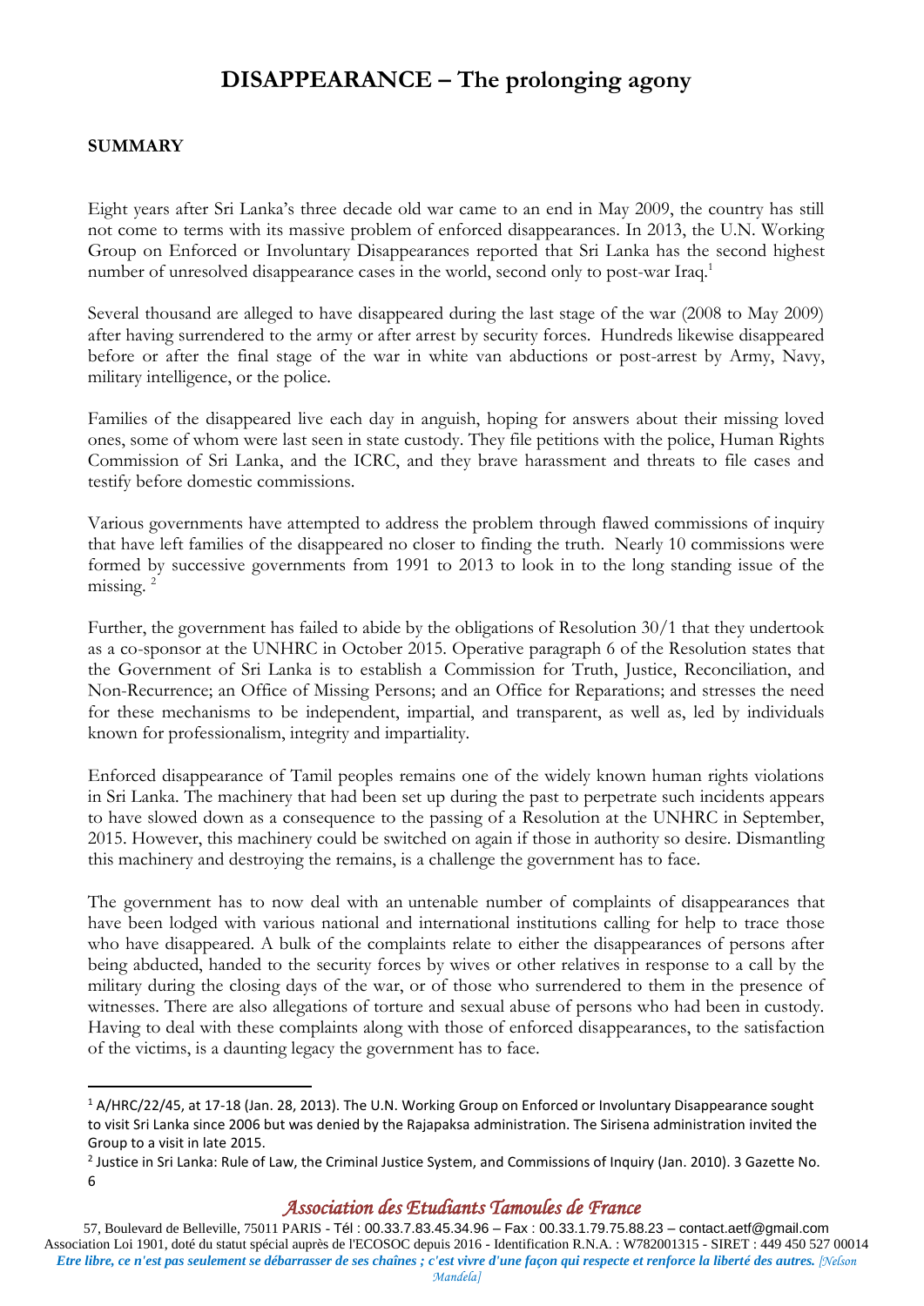# DISAPPEARANCE – The prolonging agony

**SUMMARY**

Eight years after Sri Lanka's three decade old war came to an end in May 2009, the country has still not come to terms with its massive problem of enforced disappearances. In 2013, the U.N. Working Group on Enforced or Involuntary Disappearances reported that Sri Lanka has the second highest number of unresolved disappearance cases in the world, second only to post-war Iraq.[1]

Several thousand are alleged to have disappeared during the last stage of the war (2008 to May 2009) after having surrendered to the army or after arrest by security forces. Hundreds likewise disappeared before or after the final stage of the war in white van abductions or post-arrest by Army, Navy, military intelligence, or the police.

Families of the disappeared live each day in anguish, hoping for answers about their missing loved ones, some of whom were last seen in state custody. They file petitions with the police, Human Rights Commission of Sri Lanka, and the ICRC, and they brave harassment and threats to file cases and testify before domestic commissions.

Various governments have attempted to address the problem through flawed commissions of inquiry that have left families of the disappeared no closer to finding the truth. Nearly 10 commissions were formed by successive governments from 1991 to 2013 to look in to the long standing issue of the missing. [2]

Further, the government has failed to abide by the obligations of Resolution 30/1 that they undertook as a co-sponsor at the UNHRC in October 2015. Operative paragraph 6 of the Resolution states that the Government of Sri Lanka is to establish a Commission for Truth, Justice, Reconciliation, and Non-Recurrence; an Office of Missing Persons; and an Office for Reparations; and stresses the need for these mechanisms to be independent, impartial, and transparent, as well as, led by individuals known for professionalism, integrity and impartiality.

Enforced disappearance of Tamil peoples remains one of the widely known human rights violations in Sri Lanka. The machinery that had been set up during the past to perpetrate such incidents appears to have slowed down as a consequence to the passing of a Resolution at the UNHRC in September, 2015. However, this machinery could be switched on again if those in authority so desire. Dismantling this machinery and destroying the remains, is a challenge the government has to face.

The government has to now deal with an untenable number of complaints of disappearances that have been lodged with various national and international institutions calling for help to trace those who have disappeared. A bulk of the complaints relate to either the disappearances of persons after being abducted, handed to the security forces by wives or other relatives in response to a call by the military during the closing days of the war, or of those who surrendered to them in the presence of witnesses. There are also allegations of torture and sexual abuse of persons who had been in custody. Having to deal with these complaints along with those of enforced disappearances, to the satisfaction of the victims, is a daunting legacy the government has to face.

---

[1] A/HRC/22/45, at 17-18 (Jan. 28, 2013). The U.N. Working Group on Enforced or Involuntary Disappearance sought to visit Sri Lanka since 2006 but was denied by the Rajapaksa administration. The Sirisena administration invited the Group to a visit in late 2015.

[2] Justice in Sri Lanka: Rule of Law, the Criminal Justice System, and Commissions of Inquiry (Jan. 2010). 3 Gazette No. 6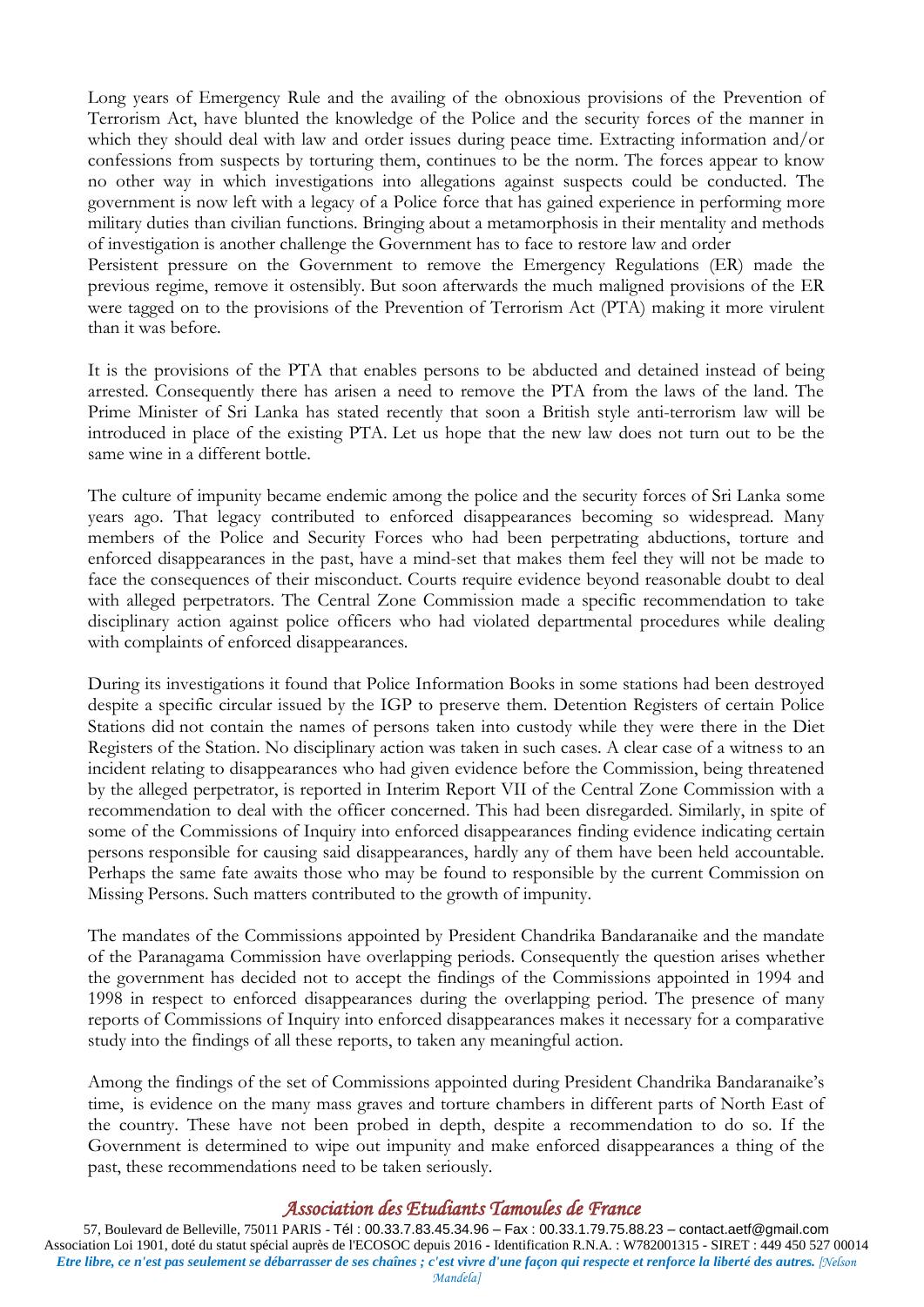Long years of Emergency Rule and the availing of the obnoxious provisions of the Prevention of Terrorism Act, have blunted the knowledge of the Police and the security forces of the manner in which they should deal with law and order issues during peace time. Extracting information and/or confessions from suspects by torturing them, continues to be the norm. The forces appear to know no other way in which investigations into allegations against suspects could be conducted. The government is now left with a legacy of a Police force that has gained experience in performing more military duties than civilian functions. Bringing about a metamorphosis in their mentality and methods of investigation is another challenge the Government has to face to restore law and order

Persistent pressure on the Government to remove the Emergency Regulations (ER) made the previous regime, remove it ostensibly. But soon afterwards the much maligned provisions of the ER were tagged on to the provisions of the Prevention of Terrorism Act (PTA) making it more virulent than it was before.

It is the provisions of the PTA that enables persons to be abducted and detained instead of being arrested. Consequently there has arisen a need to remove the PTA from the laws of the land. The Prime Minister of Sri Lanka has stated recently that soon a British style anti-terrorism law will be introduced in place of the existing PTA. Let us hope that the new law does not turn out to be the same wine in a different bottle.

The culture of impunity became endemic among the police and the security forces of Sri Lanka some years ago. That legacy contributed to enforced disappearances becoming so widespread. Many members of the Police and Security Forces who had been perpetrating abductions, torture and enforced disappearances in the past, have a mind-set that makes them feel they will not be made to face the consequences of their misconduct. Courts require evidence beyond reasonable doubt to deal with alleged perpetrators. The Central Zone Commission made a specific recommendation to take disciplinary action against police officers who had violated departmental procedures while dealing with complaints of enforced disappearances.

During its investigations it found that Police Information Books in some stations had been destroyed despite a specific circular issued by the IGP to preserve them. Detention Registers of certain Police Stations did not contain the names of persons taken into custody while they were there in the Diet Registers of the Station. No disciplinary action was taken in such cases. A clear case of a witness to an incident relating to disappearances who had given evidence before the Commission, being threatened by the alleged perpetrator, is reported in Interim Report VII of the Central Zone Commission with a recommendation to deal with the officer concerned. This had been disregarded. Similarly, in spite of some of the Commissions of Inquiry into enforced disappearances finding evidence indicating certain persons responsible for causing said disappearances, hardly any of them have been held accountable. Perhaps the same fate awaits those who may be found to responsible by the current Commission on Missing Persons. Such matters contributed to the growth of impunity.

The mandates of the Commissions appointed by President Chandrika Bandaranaike and the mandate of the Paranagama Commission have overlapping periods. Consequently the question arises whether the government has decided not to accept the findings of the Commissions appointed in 1994 and 1998 in respect to enforced disappearances during the overlapping period. The presence of many reports of Commissions of Inquiry into enforced disappearances makes it necessary for a comparative study into the findings of all these reports, to taken any meaningful action.

Among the findings of the set of Commissions appointed during President Chandrika Bandaranaike's time, is evidence on the many mass graves and torture chambers in different parts of North East of the country. These have not been probed in depth, despite a recommendation to do so. If the Government is determined to wipe out impunity and make enforced disappearances a thing of the past, these recommendations need to be taken seriously.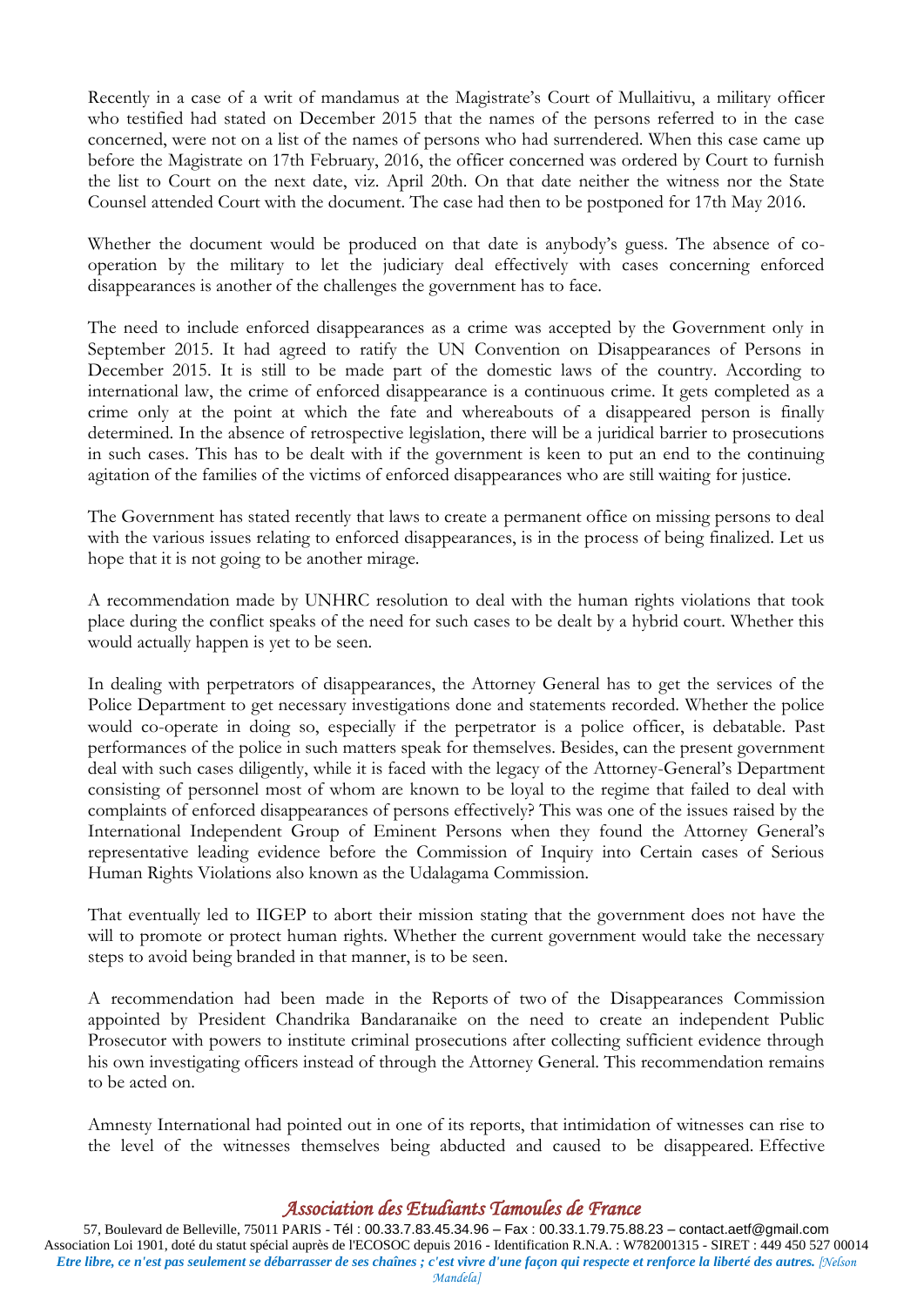Recently in a case of a writ of mandamus at the Magistrate's Court of Mullaitivu, a military officer who testified had stated on December 2015 that the names of the persons referred to in the case concerned, were not on a list of the names of persons who had surrendered. When this case came up before the Magistrate on 17th February, 2016, the officer concerned was ordered by Court to furnish the list to Court on the next date, viz. April 20th. On that date neither the witness nor the State Counsel attended Court with the document. The case had then to be postponed for 17th May 2016.

Whether the document would be produced on that date is anybody's guess. The absence of co-operation by the military to let the judiciary deal effectively with cases concerning enforced disappearances is another of the challenges the government has to face.

The need to include enforced disappearances as a crime was accepted by the Government only in September 2015. It had agreed to ratify the UN Convention on Disappearances of Persons in December 2015. It is still to be made part of the domestic laws of the country. According to international law, the crime of enforced disappearance is a continuous crime. It gets completed as a crime only at the point at which the fate and whereabouts of a disappeared person is finally determined. In the absence of retrospective legislation, there will be a juridical barrier to prosecutions in such cases. This has to be dealt with if the government is keen to put an end to the continuing agitation of the families of the victims of enforced disappearances who are still waiting for justice.

The Government has stated recently that laws to create a permanent office on missing persons to deal with the various issues relating to enforced disappearances, is in the process of being finalized. Let us hope that it is not going to be another mirage.

A recommendation made by UNHRC resolution to deal with the human rights violations that took place during the conflict speaks of the need for such cases to be dealt by a hybrid court. Whether this would actually happen is yet to be seen.

In dealing with perpetrators of disappearances, the Attorney General has to get the services of the Police Department to get necessary investigations done and statements recorded. Whether the police would co-operate in doing so, especially if the perpetrator is a police officer, is debatable. Past performances of the police in such matters speak for themselves. Besides, can the present government deal with such cases diligently, while it is faced with the legacy of the Attorney-General's Department consisting of personnel most of whom are known to be loyal to the regime that failed to deal with complaints of enforced disappearances of persons effectively? This was one of the issues raised by the International Independent Group of Eminent Persons when they found the Attorney General's representative leading evidence before the Commission of Inquiry into Certain cases of Serious Human Rights Violations also known as the Udalagama Commission.

That eventually led to IIGEP to abort their mission stating that the government does not have the will to promote or protect human rights. Whether the current government would take the necessary steps to avoid being branded in that manner, is to be seen.

A recommendation had been made in the Reports of two of the Disappearances Commission appointed by President Chandrika Bandaranaike on the need to create an independent Public Prosecutor with powers to institute criminal prosecutions after collecting sufficient evidence through his own investigating officers instead of through the Attorney General. This recommendation remains to be acted on.

Amnesty International had pointed out in one of its reports, that intimidation of witnesses can rise to the level of the witnesses themselves being abducted and caused to be disappeared. Effective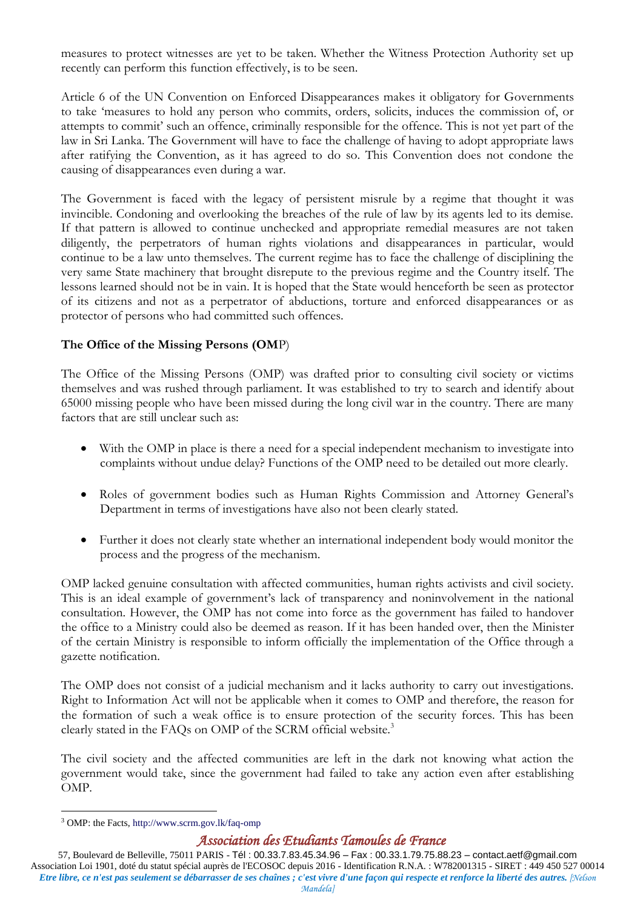measures to protect witnesses are yet to be taken. Whether the Witness Protection Authority set up recently can perform this function effectively, is to be seen.

Article 6 of the UN Convention on Enforced Disappearances makes it obligatory for Governments to take 'measures to hold any person who commits, orders, solicits, induces the commission of, or attempts to commit' such an offence, criminally responsible for the offence. This is not yet part of the law in Sri Lanka. The Government will have to face the challenge of having to adopt appropriate laws after ratifying the Convention, as it has agreed to do so. This Convention does not condone the causing of disappearances even during a war.

The Government is faced with the legacy of persistent misrule by a regime that thought it was invincible. Condoning and overlooking the breaches of the rule of law by its agents led to its demise. If that pattern is allowed to continue unchecked and appropriate remedial measures are not taken diligently, the perpetrators of human rights violations and disappearances in particular, would continue to be a law unto themselves. The current regime has to face the challenge of disciplining the very same State machinery that brought disrepute to the previous regime and the Country itself. The lessons learned should not be in vain. It is hoped that the State would henceforth be seen as protector of its citizens and not as a perpetrator of abductions, torture and enforced disappearances or as protector of persons who had committed such offences.

**The Office of the Missing Persons (OMP)**

The Office of the Missing Persons (OMP) was drafted prior to consulting civil society or victims themselves and was rushed through parliament. It was established to try to search and identify about 65000 missing people who have been missed during the long civil war in the country. There are many factors that are still unclear such as:

- With the OMP in place is there a need for a special independent mechanism to investigate into complaints without undue delay? Functions of the OMP need to be detailed out more clearly.
- Roles of government bodies such as Human Rights Commission and Attorney General's Department in terms of investigations have also not been clearly stated.
- Further it does not clearly state whether an international independent body would monitor the process and the progress of the mechanism.

OMP lacked genuine consultation with affected communities, human rights activists and civil society. This is an ideal example of government's lack of transparency and noninvolvement in the national consultation. However, the OMP has not come into force as the government has failed to handover the office to a Ministry could also be deemed as reason. If it has been handed over, then the Minister of the certain Ministry is responsible to inform officially the implementation of the Office through a gazette notification.

The OMP does not consist of a judicial mechanism and it lacks authority to carry out investigations. Right to Information Act will not be applicable when it comes to OMP and therefore, the reason for the formation of such a weak office is to ensure protection of the security forces. This has been clearly stated in the FAQs on OMP of the SCRM official website.[3]

The civil society and the affected communities are left in the dark not knowing what action the government would take, since the government had failed to take any action even after establishing OMP.

[3] OMP: the Facts, http://www.scrm.gov.lk/faq-omp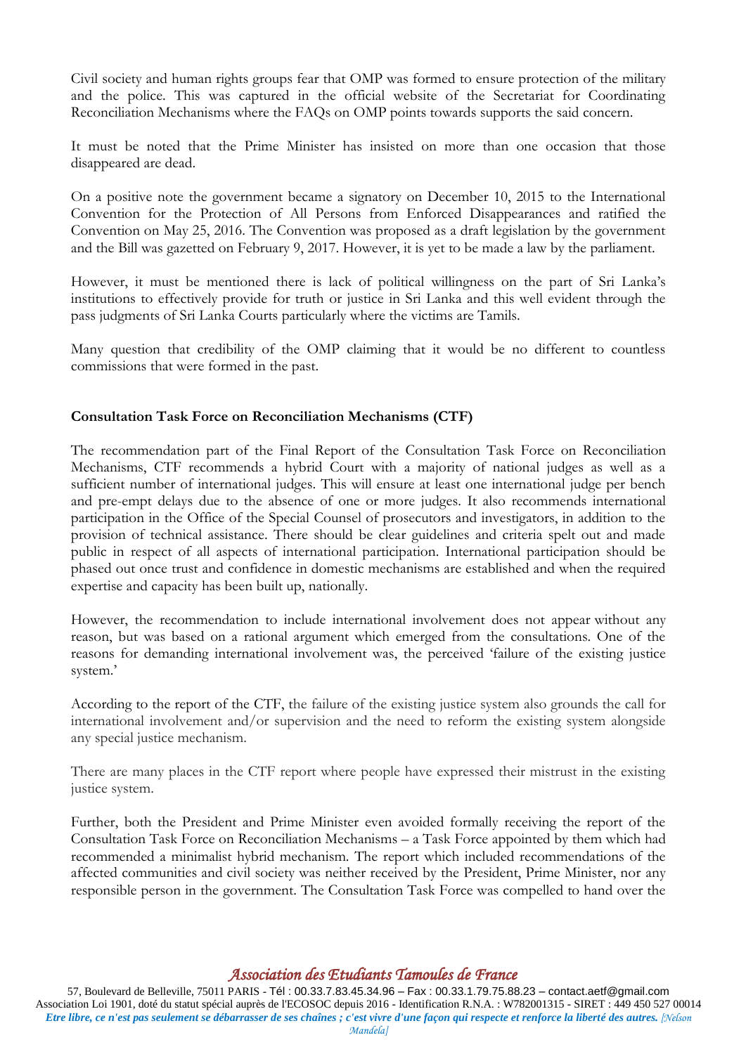Civil society and human rights groups fear that OMP was formed to ensure protection of the military and the police. This was captured in the official website of the Secretariat for Coordinating Reconciliation Mechanisms where the FAQs on OMP points towards supports the said concern.

It must be noted that the Prime Minister has insisted on more than one occasion that those disappeared are dead.

On a positive note the government became a signatory on December 10, 2015 to the International Convention for the Protection of All Persons from Enforced Disappearances and ratified the Convention on May 25, 2016. The Convention was proposed as a draft legislation by the government and the Bill was gazetted on February 9, 2017. However, it is yet to be made a law by the parliament.

However, it must be mentioned there is lack of political willingness on the part of Sri Lanka's institutions to effectively provide for truth or justice in Sri Lanka and this well evident through the pass judgments of Sri Lanka Courts particularly where the victims are Tamils.

Many question that credibility of the OMP claiming that it would be no different to countless commissions that were formed in the past.

**Consultation Task Force on Reconciliation Mechanisms (CTF)**

The recommendation part of the Final Report of the Consultation Task Force on Reconciliation Mechanisms, CTF recommends a hybrid Court with a majority of national judges as well as a sufficient number of international judges. This will ensure at least one international judge per bench and pre-empt delays due to the absence of one or more judges. It also recommends international participation in the Office of the Special Counsel of prosecutors and investigators, in addition to the provision of technical assistance. There should be clear guidelines and criteria spelt out and made public in respect of all aspects of international participation. International participation should be phased out once trust and confidence in domestic mechanisms are established and when the required expertise and capacity has been built up, nationally.

However, the recommendation to include international involvement does not appear without any reason, but was based on a rational argument which emerged from the consultations. One of the reasons for demanding international involvement was, the perceived 'failure of the existing justice system.'

According to the report of the CTF, the failure of the existing justice system also grounds the call for international involvement and/or supervision and the need to reform the existing system alongside any special justice mechanism.

There are many places in the CTF report where people have expressed their mistrust in the existing justice system.

Further, both the President and Prime Minister even avoided formally receiving the report of the Consultation Task Force on Reconciliation Mechanisms – a Task Force appointed by them which had recommended a minimalist hybrid mechanism. The report which included recommendations of the affected communities and civil society was neither received by the President, Prime Minister, nor any responsible person in the government. The Consultation Task Force was compelled to hand over the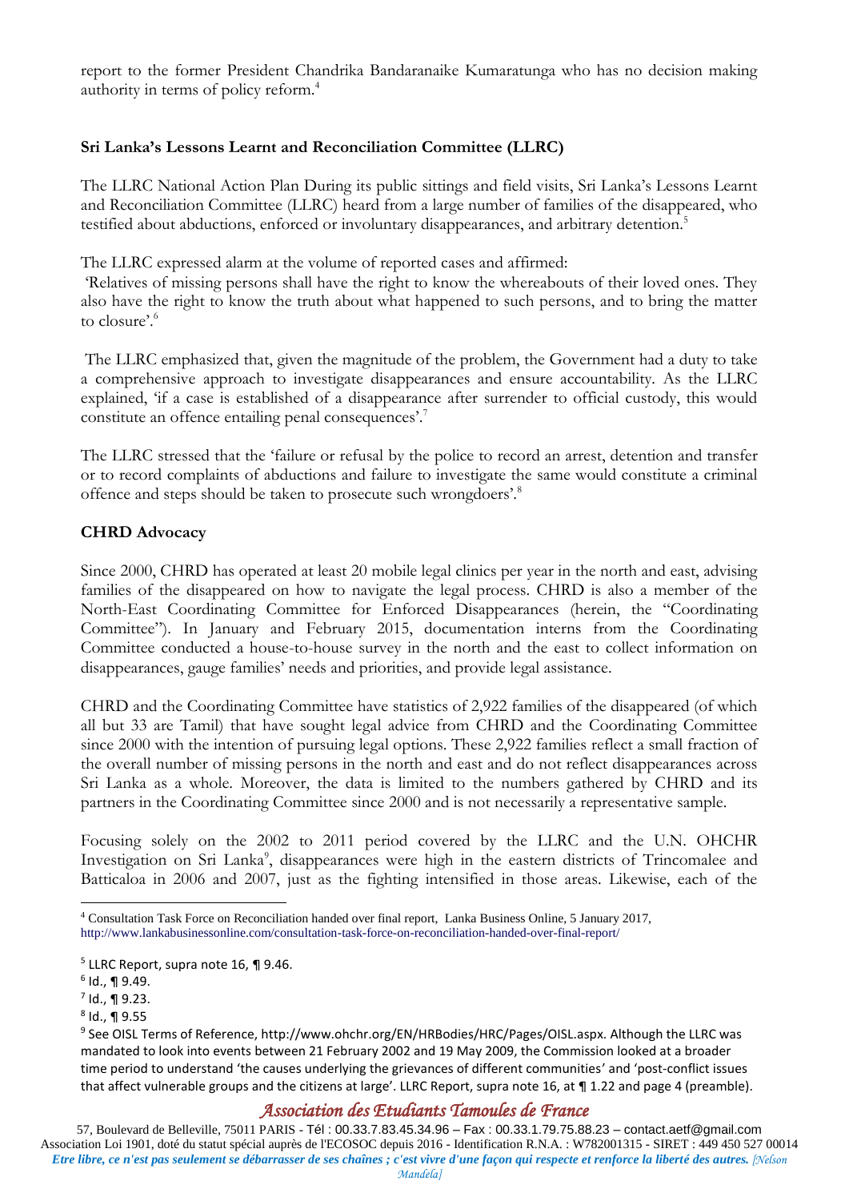report to the former President Chandrika Bandaranaike Kumaratunga who has no decision making authority in terms of policy reform.[4]

### Sri Lanka's Lessons Learnt and Reconciliation Committee (LLRC)

The LLRC National Action Plan During its public sittings and field visits, Sri Lanka's Lessons Learnt and Reconciliation Committee (LLRC) heard from a large number of families of the disappeared, who testified about abductions, enforced or involuntary disappearances, and arbitrary detention.[5]

The LLRC expressed alarm at the volume of reported cases and affirmed:
'Relatives of missing persons shall have the right to know the whereabouts of their loved ones. They also have the right to know the truth about what happened to such persons, and to bring the matter to closure'.[6]

The LLRC emphasized that, given the magnitude of the problem, the Government had a duty to take a comprehensive approach to investigate disappearances and ensure accountability. As the LLRC explained, 'if a case is established of a disappearance after surrender to official custody, this would constitute an offence entailing penal consequences'.[7]

The LLRC stressed that the 'failure or refusal by the police to record an arrest, detention and transfer or to record complaints of abductions and failure to investigate the same would constitute a criminal offence and steps should be taken to prosecute such wrongdoers'.[8]

### CHRD Advocacy

Since 2000, CHRD has operated at least 20 mobile legal clinics per year in the north and east, advising families of the disappeared on how to navigate the legal process. CHRD is also a member of the North-East Coordinating Committee for Enforced Disappearances (herein, the "Coordinating Committee"). In January and February 2015, documentation interns from the Coordinating Committee conducted a house-to-house survey in the north and the east to collect information on disappearances, gauge families' needs and priorities, and provide legal assistance.

CHRD and the Coordinating Committee have statistics of 2,922 families of the disappeared (of which all but 33 are Tamil) that have sought legal advice from CHRD and the Coordinating Committee since 2000 with the intention of pursuing legal options. These 2,922 families reflect a small fraction of the overall number of missing persons in the north and east and do not reflect disappearances across Sri Lanka as a whole. Moreover, the data is limited to the numbers gathered by CHRD and its partners in the Coordinating Committee since 2000 and is not necessarily a representative sample.

Focusing solely on the 2002 to 2011 period covered by the LLRC and the U.N. OHCHR Investigation on Sri Lanka[9], disappearances were high in the eastern districts of Trincomalee and Batticaloa in 2006 and 2007, just as the fighting intensified in those areas. Likewise, each of the

---

[4] Consultation Task Force on Reconciliation handed over final report, Lanka Business Online, 5 January 2017, http://www.lankabusinessonline.com/consultation-task-force-on-reconciliation-handed-over-final-report/

[5] LLRC Report, supra note 16, ¶ 9.46.

[6] Id., ¶ 9.49.

[7] Id., ¶ 9.23.

[8] Id., ¶ 9.55

[9] See OISL Terms of Reference, http://www.ohchr.org/EN/HRBodies/HRC/Pages/OISL.aspx. Although the LLRC was mandated to look into events between 21 February 2002 and 19 May 2009, the Commission looked at a broader time period to understand 'the causes underlying the grievances of different communities' and 'post-conflict issues that affect vulnerable groups and the citizens at large'. LLRC Report, supra note 16, at ¶ 1.22 and page 4 (preamble).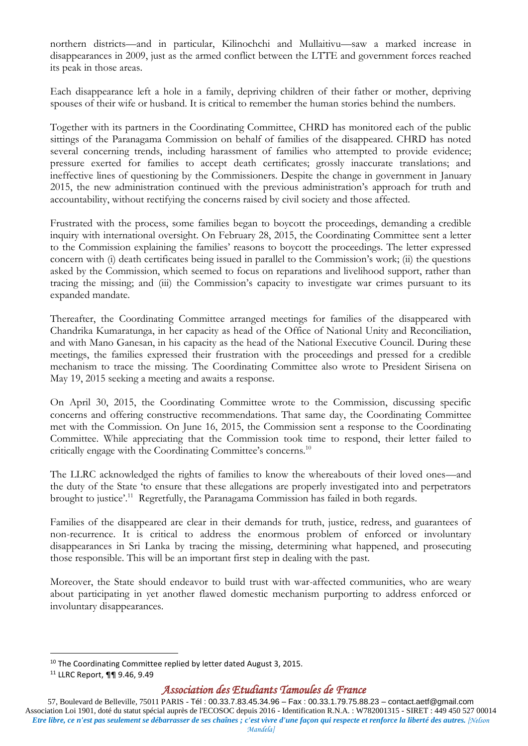northern districts—and in particular, Kilinochchi and Mullaitivu—saw a marked increase in disappearances in 2009, just as the armed conflict between the LTTE and government forces reached its peak in those areas.

Each disappearance left a hole in a family, depriving children of their father or mother, depriving spouses of their wife or husband. It is critical to remember the human stories behind the numbers.

Together with its partners in the Coordinating Committee, CHRD has monitored each of the public sittings of the Paranagama Commission on behalf of families of the disappeared. CHRD has noted several concerning trends, including harassment of families who attempted to provide evidence; pressure exerted for families to accept death certificates; grossly inaccurate translations; and ineffective lines of questioning by the Commissioners. Despite the change in government in January 2015, the new administration continued with the previous administration's approach for truth and accountability, without rectifying the concerns raised by civil society and those affected.

Frustrated with the process, some families began to boycott the proceedings, demanding a credible inquiry with international oversight. On February 28, 2015, the Coordinating Committee sent a letter to the Commission explaining the families' reasons to boycott the proceedings. The letter expressed concern with (i) death certificates being issued in parallel to the Commission's work; (ii) the questions asked by the Commission, which seemed to focus on reparations and livelihood support, rather than tracing the missing; and (iii) the Commission's capacity to investigate war crimes pursuant to its expanded mandate.

Thereafter, the Coordinating Committee arranged meetings for families of the disappeared with Chandrika Kumaratunga, in her capacity as head of the Office of National Unity and Reconciliation, and with Mano Ganesan, in his capacity as the head of the National Executive Council. During these meetings, the families expressed their frustration with the proceedings and pressed for a credible mechanism to trace the missing. The Coordinating Committee also wrote to President Sirisena on May 19, 2015 seeking a meeting and awaits a response.

On April 30, 2015, the Coordinating Committee wrote to the Commission, discussing specific concerns and offering constructive recommendations. That same day, the Coordinating Committee met with the Commission. On June 16, 2015, the Commission sent a response to the Coordinating Committee. While appreciating that the Commission took time to respond, their letter failed to critically engage with the Coordinating Committee's concerns.[10]

The LLRC acknowledged the rights of families to know the whereabouts of their loved ones—and the duty of the State 'to ensure that these allegations are properly investigated into and perpetrators brought to justice'.[11] Regretfully, the Paranagama Commission has failed in both regards.

Families of the disappeared are clear in their demands for truth, justice, redress, and guarantees of non-recurrence. It is critical to address the enormous problem of enforced or involuntary disappearances in Sri Lanka by tracing the missing, determining what happened, and prosecuting those responsible. This will be an important first step in dealing with the past.

Moreover, the State should endeavor to build trust with war-affected communities, who are weary about participating in yet another flawed domestic mechanism purporting to address enforced or involuntary disappearances.

---

[10] The Coordinating Committee replied by letter dated August 3, 2015.

[11] LLRC Report, ¶¶ 9.46, 9.49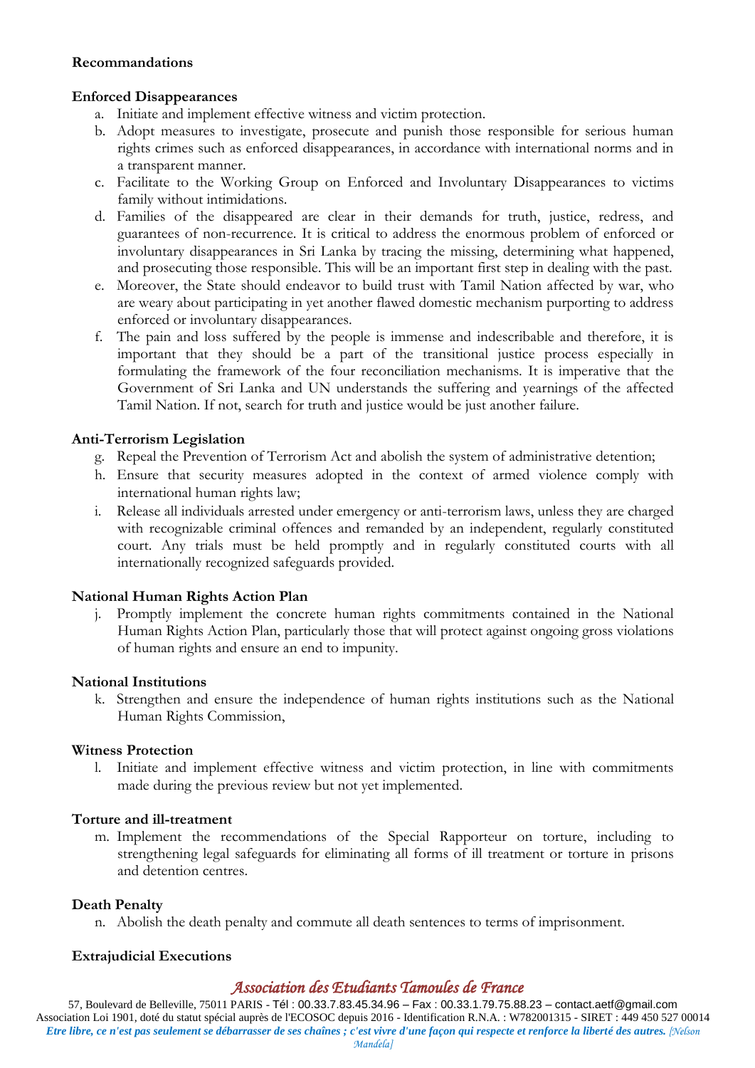**Recommandations**

**Enforced Disappearances**

a. Initiate and implement effective witness and victim protection.
b. Adopt measures to investigate, prosecute and punish those responsible for serious human rights crimes such as enforced disappearances, in accordance with international norms and in a transparent manner.
c. Facilitate to the Working Group on Enforced and Involuntary Disappearances to victims family without intimidations.
d. Families of the disappeared are clear in their demands for truth, justice, redress, and guarantees of non-recurrence. It is critical to address the enormous problem of enforced or involuntary disappearances in Sri Lanka by tracing the missing, determining what happened, and prosecuting those responsible. This will be an important first step in dealing with the past.
e. Moreover, the State should endeavor to build trust with Tamil Nation affected by war, who are weary about participating in yet another flawed domestic mechanism purporting to address enforced or involuntary disappearances.
f. The pain and loss suffered by the people is immense and indescribable and therefore, it is important that they should be a part of the transitional justice process especially in formulating the framework of the four reconciliation mechanisms. It is imperative that the Government of Sri Lanka and UN understands the suffering and yearnings of the affected Tamil Nation. If not, search for truth and justice would be just another failure.

**Anti-Terrorism Legislation**

g. Repeal the Prevention of Terrorism Act and abolish the system of administrative detention;
h. Ensure that security measures adopted in the context of armed violence comply with international human rights law;
i. Release all individuals arrested under emergency or anti-terrorism laws, unless they are charged with recognizable criminal offences and remanded by an independent, regularly constituted court. Any trials must be held promptly and in regularly constituted courts with all internationally recognized safeguards provided.

**National Human Rights Action Plan**

j. Promptly implement the concrete human rights commitments contained in the National Human Rights Action Plan, particularly those that will protect against ongoing gross violations of human rights and ensure an end to impunity.

**National Institutions**

k. Strengthen and ensure the independence of human rights institutions such as the National Human Rights Commission,

**Witness Protection**

l. Initiate and implement effective witness and victim protection, in line with commitments made during the previous review but not yet implemented.

**Torture and ill-treatment**

m. Implement the recommendations of the Special Rapporteur on torture, including to strengthening legal safeguards for eliminating all forms of ill treatment or torture in prisons and detention centres.

**Death Penalty**

n. Abolish the death penalty and commute all death sentences to terms of imprisonment.

**Extrajudicial Executions**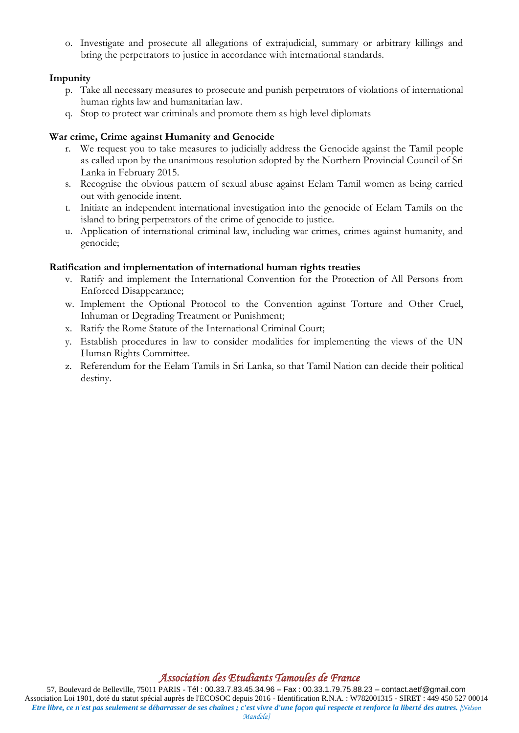o. Investigate and prosecute all allegations of extrajudicial, summary or arbitrary killings and bring the perpetrators to justice in accordance with international standards.

**Impunity**

p. Take all necessary measures to prosecute and punish perpetrators of violations of international human rights law and humanitarian law.
q. Stop to protect war criminals and promote them as high level diplomats

**War crime, Crime against Humanity and Genocide**

r. We request you to take measures to judicially address the Genocide against the Tamil people as called upon by the unanimous resolution adopted by the Northern Provincial Council of Sri Lanka in February 2015.
s. Recognise the obvious pattern of sexual abuse against Eelam Tamil women as being carried out with genocide intent.
t. Initiate an independent international investigation into the genocide of Eelam Tamils on the island to bring perpetrators of the crime of genocide to justice.
u. Application of international criminal law, including war crimes, crimes against humanity, and genocide;

**Ratification and implementation of international human rights treaties**

v. Ratify and implement the International Convention for the Protection of All Persons from Enforced Disappearance;
w. Implement the Optional Protocol to the Convention against Torture and Other Cruel, Inhuman or Degrading Treatment or Punishment;
x. Ratify the Rome Statute of the International Criminal Court;
y. Establish procedures in law to consider modalities for implementing the views of the UN Human Rights Committee.
z. Referendum for the Eelam Tamils in Sri Lanka, so that Tamil Nation can decide their political destiny.